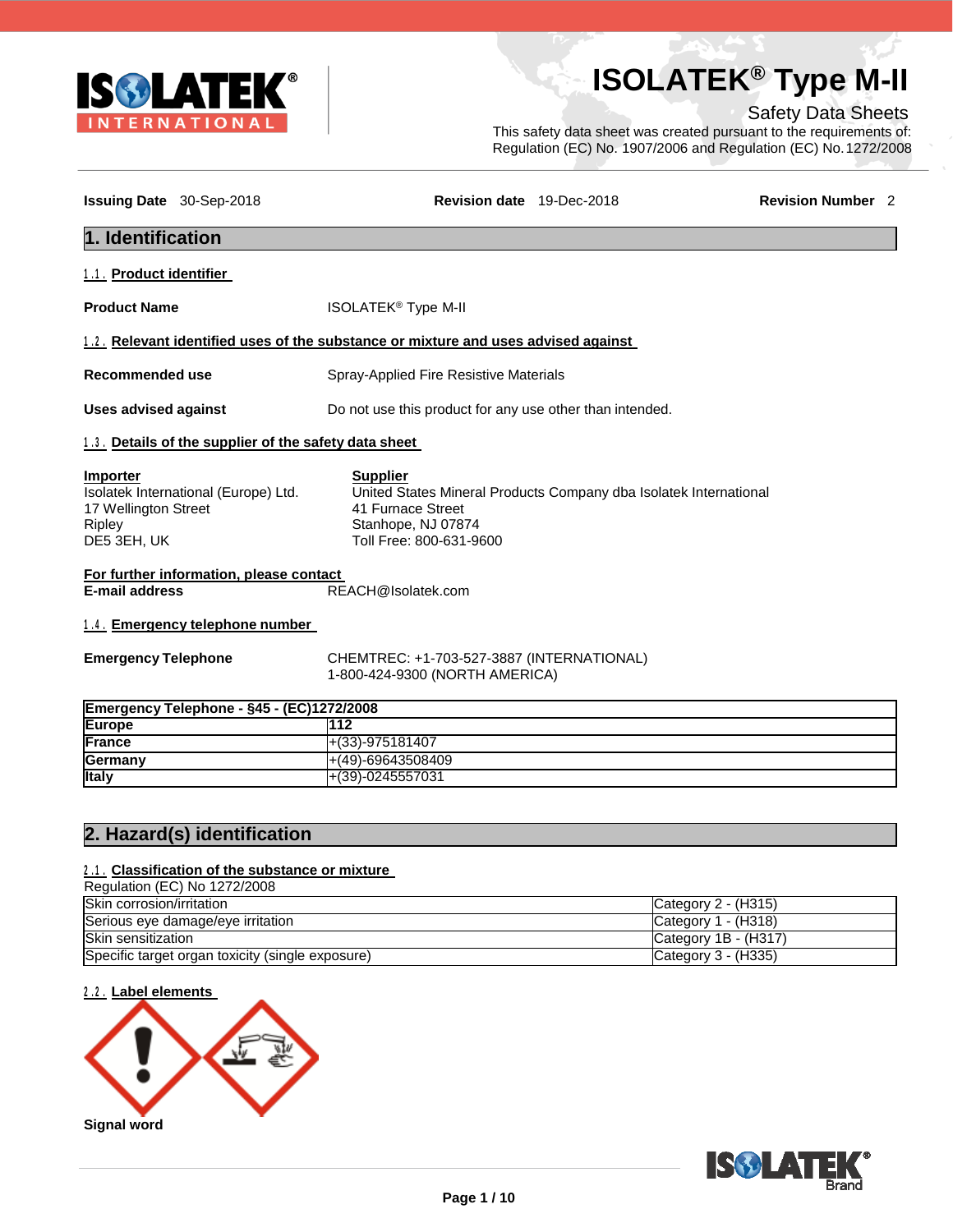# ISOLATEK® Type M-II

Safety Data Sheets

This safety data sheet was created pursuant to the requirements of: Regulation (EC) No. 1907/2006 and Regulation (EC) No. 1272/2008

**Issuing Date** 30-Sep-2018 **Revision date** 19-Dec-2018 **Revision Number** 2

## 1. Identification

### 1.1. Product identifier

**Product Name** ISOLATEK® Type M-II

### 1.2. Relevant identified uses of the substance or mixture and uses advised against

**Recommended use** Spray-Applied Fire Resistive Materials

**Uses advised against** Do not use this product for any use other than intended.

### 1.3. Details of the supplier of the safety data sheet

**Importer**
Isolatek International (Europe) Ltd.
17 Wellington Street
Ripley
DE5 3EH, UK

**Supplier**
United States Mineral Products Company dba Isolatek International
41 Furnace Street
Stanhope, NJ 07874
Toll Free: 800-631-9600

**For further information, please contact**
**E-mail address** REACH@Isolatek.com

### 1.4. Emergency telephone number

**Emergency Telephone** CHEMTREC: +1-703-527-3887 (INTERNATIONAL)
1-800-424-9300 (NORTH AMERICA)

| Emergency Telephone - §45 - (EC)1272/2008 | |
|---|---|
| **Europe** | **112** |
| **France** | +(33)-975181407 |
| **Germany** | +(49)-69643508409 |
| **Italy** | +(39)-0245557031 |

## 2. Hazard(s) identification

### 2.1. Classification of the substance or mixture

Regulation (EC) No 1272/2008

| | |
|---|---|
| Skin corrosion/irritation | Category 2 - (H315) |
| Serious eye damage/eye irritation | Category 1 - (H318) |
| Skin sensitization | Category 1B - (H317) |
| Specific target organ toxicity (single exposure) | Category 3 - (H335) |

### 2.2. Label elements

**Signal word**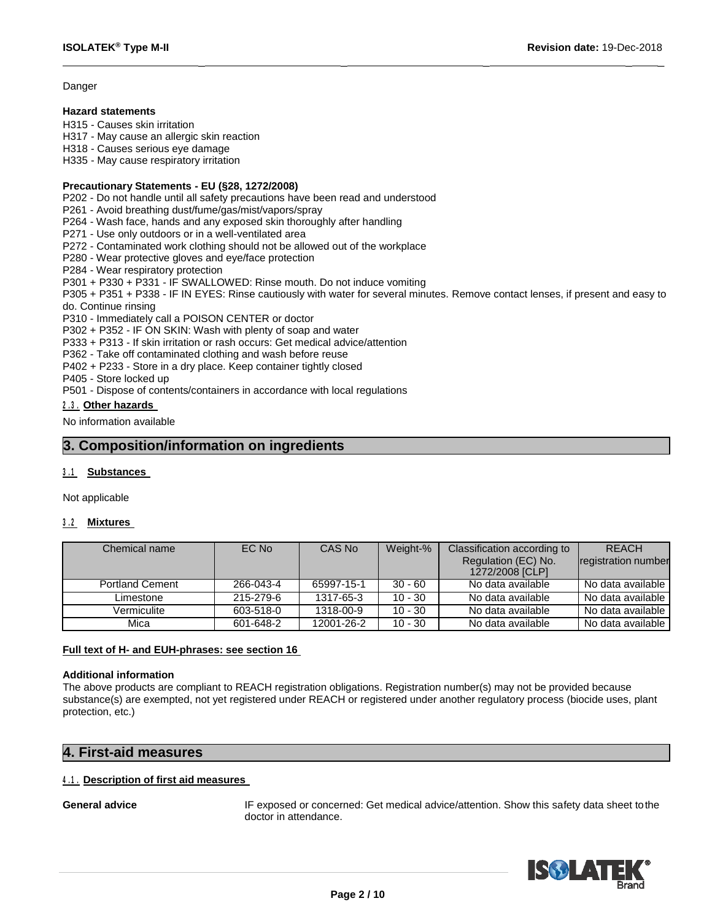Danger

**Hazard statements**

H315 - Causes skin irritation
H317 - May cause an allergic skin reaction
H318 - Causes serious eye damage
H335 - May cause respiratory irritation

**Precautionary Statements - EU (§28, 1272/2008)**

P202 - Do not handle until all safety precautions have been read and understood
P261 - Avoid breathing dust/fume/gas/mist/vapors/spray
P264 - Wash face, hands and any exposed skin thoroughly after handling
P271 - Use only outdoors or in a well-ventilated area
P272 - Contaminated work clothing should not be allowed out of the workplace
P280 - Wear protective gloves and eye/face protection
P284 - Wear respiratory protection
P301 + P330 + P331 - IF SWALLOWED: Rinse mouth. Do not induce vomiting
P305 + P351 + P338 - IF IN EYES: Rinse cautiously with water for several minutes. Remove contact lenses, if present and easy to do. Continue rinsing
P310 - Immediately call a POISON CENTER or doctor
P302 + P352 - IF ON SKIN: Wash with plenty of soap and water
P333 + P313 - If skin irritation or rash occurs: Get medical advice/attention
P362 - Take off contaminated clothing and wash before reuse
P402 + P233 - Store in a dry place. Keep container tightly closed
P405 - Store locked up
P501 - Dispose of contents/containers in accordance with local regulations

### 2.3. Other hazards

No information available

## 3. Composition/information on ingredients

### 3.1 Substances

Not applicable

### 3.2 Mixtures

| Chemical name | EC No | CAS No | Weight-% | Classification according to Regulation (EC) No. 1272/2008 [CLP] | REACH registration number |
|---|---|---|---|---|---|
| Portland Cement | 266-043-4 | 65997-15-1 | 30 - 60 | No data available | No data available |
| Limestone | 215-279-6 | 1317-65-3 | 10 - 30 | No data available | No data available |
| Vermiculite | 603-518-0 | 1318-00-9 | 10 - 30 | No data available | No data available |
| Mica | 601-648-2 | 12001-26-2 | 10 - 30 | No data available | No data available |

**Full text of H- and EUH-phrases: see section 16**

**Additional information**

The above products are compliant to REACH registration obligations. Registration number(s) may not be provided because substance(s) are exempted, not yet registered under REACH or registered under another regulatory process (biocide uses, plant protection, etc.)

## 4. First-aid measures

### 4.1. Description of first aid measures

**General advice** IF exposed or concerned: Get medical advice/attention. Show this safety data sheet to the doctor in attendance.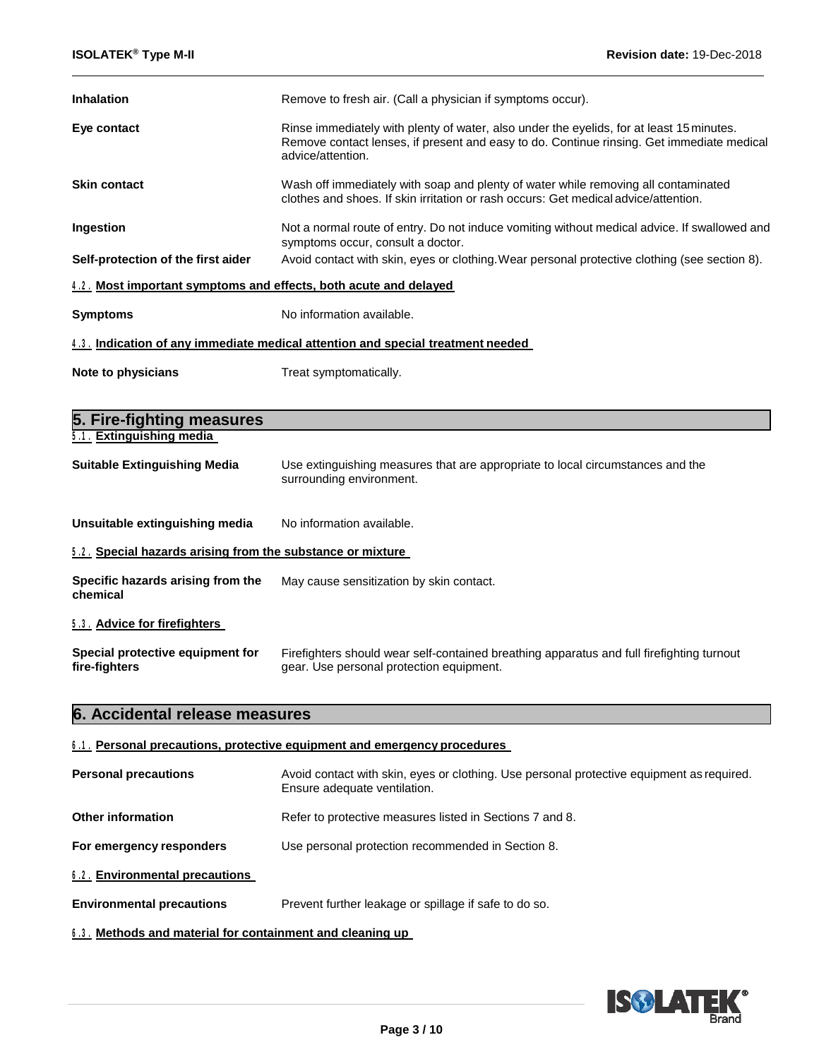| | |
|---|---|
| **Inhalation** | Remove to fresh air. (Call a physician if symptoms occur). |
| **Eye contact** | Rinse immediately with plenty of water, also under the eyelids, for at least 15 minutes. Remove contact lenses, if present and easy to do. Continue rinsing. Get immediate medical advice/attention. |
| **Skin contact** | Wash off immediately with soap and plenty of water while removing all contaminated clothes and shoes. If skin irritation or rash occurs: Get medical advice/attention. |
| **Ingestion** | Not a normal route of entry. Do not induce vomiting without medical advice. If swallowed and symptoms occur, consult a doctor. |
| **Self-protection of the first aider** | Avoid contact with skin, eyes or clothing. Wear personal protective clothing (see section 8). |

### 4.2. Most important symptoms and effects, both acute and delayed

| | |
|---|---|
| **Symptoms** | No information available. |

### 4.3. Indication of any immediate medical attention and special treatment needed

| | |
|---|---|
| **Note to physicians** | Treat symptomatically. |

## 5. Fire-fighting measures

### 5.1. Extinguishing media

| | |
|---|---|
| **Suitable Extinguishing Media** | Use extinguishing measures that are appropriate to local circumstances and the surrounding environment. |
| **Unsuitable extinguishing media** | No information available. |

### 5.2. Special hazards arising from the substance or mixture

| | |
|---|---|
| **Specific hazards arising from the chemical** | May cause sensitization by skin contact. |

### 5.3. Advice for firefighters

| | |
|---|---|
| **Special protective equipment for fire-fighters** | Firefighters should wear self-contained breathing apparatus and full firefighting turnout gear. Use personal protection equipment. |

## 6. Accidental release measures

### 6.1. Personal precautions, protective equipment and emergency procedures

| | |
|---|---|
| **Personal precautions** | Avoid contact with skin, eyes or clothing. Use personal protective equipment as required. Ensure adequate ventilation. |
| **Other information** | Refer to protective measures listed in Sections 7 and 8. |
| **For emergency responders** | Use personal protection recommended in Section 8. |

### 6.2. Environmental precautions

| | |
|---|---|
| **Environmental precautions** | Prevent further leakage or spillage if safe to do so. |

### 6.3. Methods and material for containment and cleaning up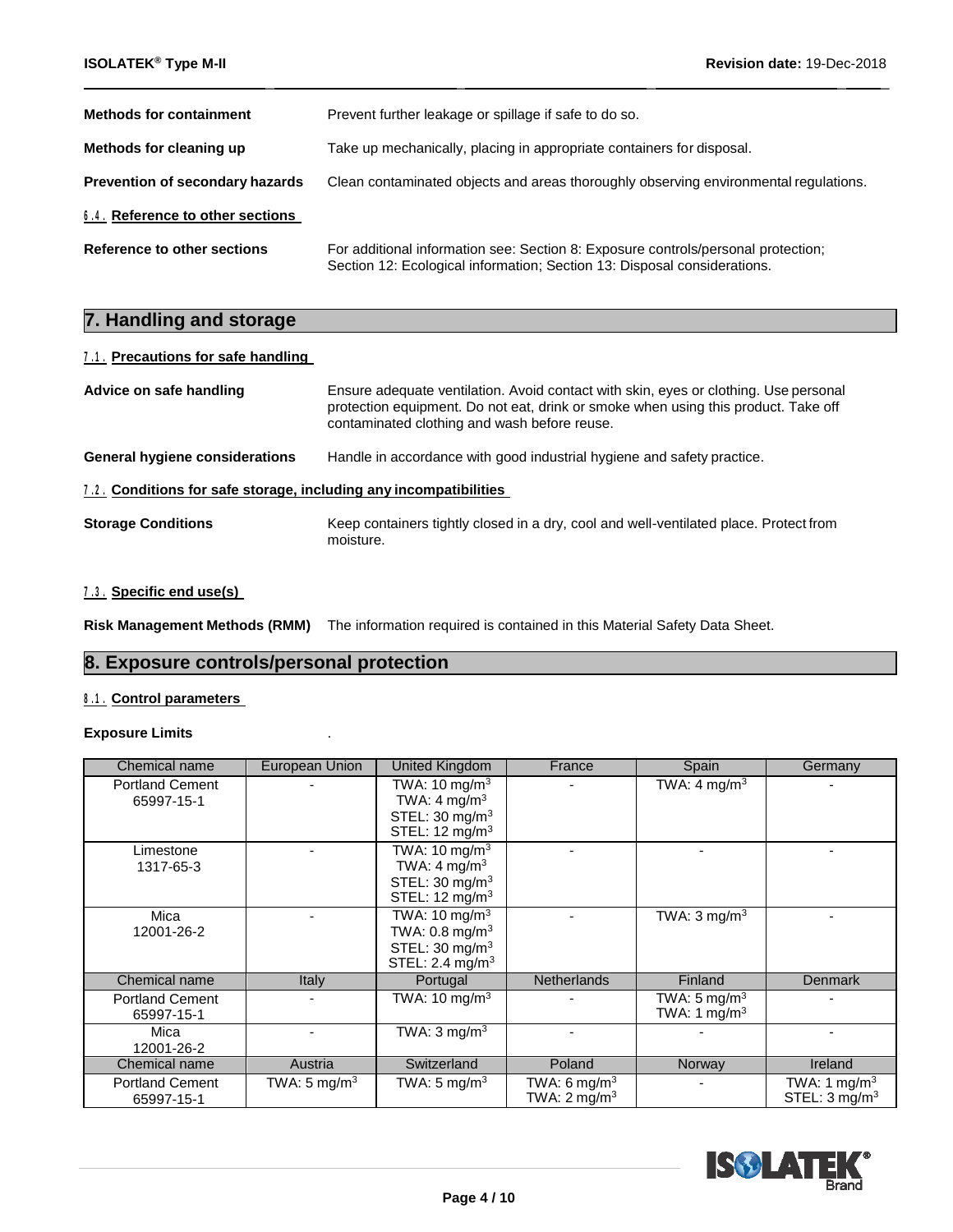**Methods for containment** Prevent further leakage or spillage if safe to do so.

**Methods for cleaning up** Take up mechanically, placing in appropriate containers for disposal.

**Prevention of secondary hazards** Clean contaminated objects and areas thoroughly observing environmental regulations.

### 6.4. Reference to other sections

**Reference to other sections** For additional information see: Section 8: Exposure controls/personal protection; Section 12: Ecological information; Section 13: Disposal considerations.

## 7. Handling and storage

### 7.1. Precautions for safe handling

**Advice on safe handling** Ensure adequate ventilation. Avoid contact with skin, eyes or clothing. Use personal protection equipment. Do not eat, drink or smoke when using this product. Take off contaminated clothing and wash before reuse.

**General hygiene considerations** Handle in accordance with good industrial hygiene and safety practice.

### 7.2. Conditions for safe storage, including any incompatibilities

**Storage Conditions** Keep containers tightly closed in a dry, cool and well-ventilated place. Protect from moisture.

### 7.3. Specific end use(s)

**Risk Management Methods (RMM)** The information required is contained in this Material Safety Data Sheet.

## 8. Exposure controls/personal protection

### 8.1. Control parameters

**Exposure Limits** .

| Chemical name | European Union | United Kingdom | France | Spain | Germany |
|---|---|---|---|---|---|
| Portland Cement 65997-15-1 | - | TWA: 10 mg/m$^3$ TWA: 4 mg/m$^3$ STEL: 30 mg/m$^3$ STEL: 12 mg/m$^3$ | - | TWA: 4 mg/m$^3$ | - |
| Limestone 1317-65-3 | - | TWA: 10 mg/m$^3$ TWA: 4 mg/m$^3$ STEL: 30 mg/m$^3$ STEL: 12 mg/m$^3$ | - | - | - |
| Mica 12001-26-2 | - | TWA: 10 mg/m$^3$ TWA: 0.8 mg/m$^3$ STEL: 30 mg/m$^3$ STEL: 2.4 mg/m$^3$ | - | TWA: 3 mg/m$^3$ | - |
| **Chemical name** | **Italy** | **Portugal** | **Netherlands** | **Finland** | **Denmark** |
| Portland Cement 65997-15-1 | - | TWA: 10 mg/m$^3$ | - | TWA: 5 mg/m$^3$ TWA: 1 mg/m$^3$ | - |
| Mica 12001-26-2 | - | TWA: 3 mg/m$^3$ | - | - | - |
| **Chemical name** | **Austria** | **Switzerland** | **Poland** | **Norway** | **Ireland** |
| Portland Cement 65997-15-1 | TWA: 5 mg/m$^3$ | TWA: 5 mg/m$^3$ | TWA: 6 mg/m$^3$ TWA: 2 mg/m$^3$ | - | TWA: 1 mg/m$^3$ STEL: 3 mg/m$^3$ |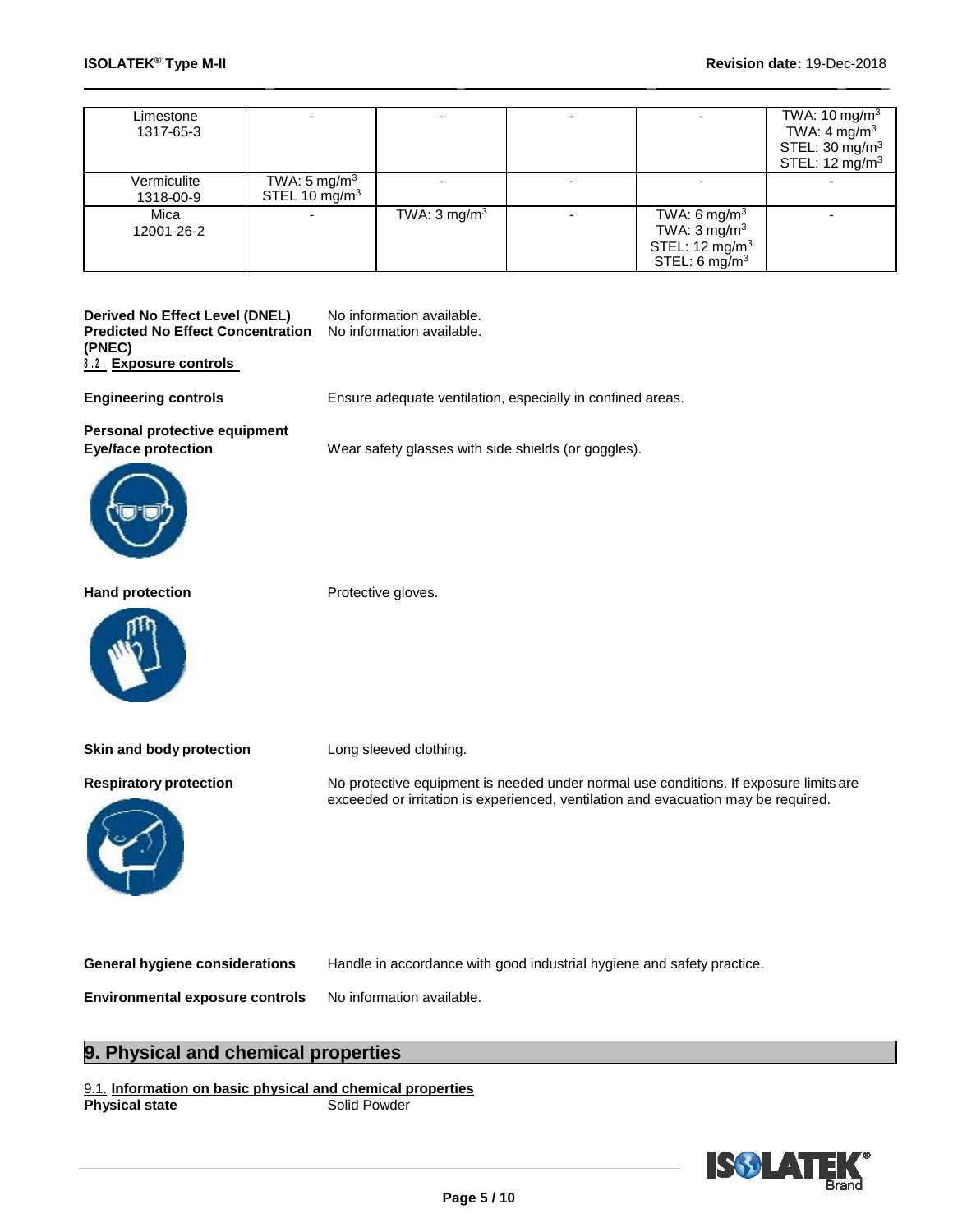| | | | | | |
|---|---|---|---|---|---|
| Limestone 1317-65-3 | - | - | - | - | TWA: 10 mg/m$^3$ TWA: 4 mg/m$^3$ STEL: 30 mg/m$^3$ STEL: 12 mg/m$^3$ |
| Vermiculite 1318-00-9 | TWA: 5 mg/m$^3$ STEL 10 mg/m$^3$ | - | - | - | - |
| Mica 12001-26-2 | - | TWA: 3 mg/m$^3$ | - | TWA: 6 mg/m$^3$ TWA: 3 mg/m$^3$ STEL: 12 mg/m$^3$ STEL: 6 mg/m$^3$ | - |

**Derived No Effect Level (DNEL)** No information available.

**Predicted No Effect Concentration (PNEC)** No information available.

8.2. **Exposure controls**

**Engineering controls** Ensure adequate ventilation, especially in confined areas.

**Personal protective equipment**

**Eye/face protection** Wear safety glasses with side shields (or goggles).

**Hand protection** Protective gloves.

**Skin and body protection** Long sleeved clothing.

**Respiratory protection** No protective equipment is needed under normal use conditions. If exposure limits are exceeded or irritation is experienced, ventilation and evacuation may be required.

**General hygiene considerations** Handle in accordance with good industrial hygiene and safety practice.

**Environmental exposure controls** No information available.

## 9. Physical and chemical properties

9.1. **Information on basic physical and chemical properties**

**Physical state** Solid Powder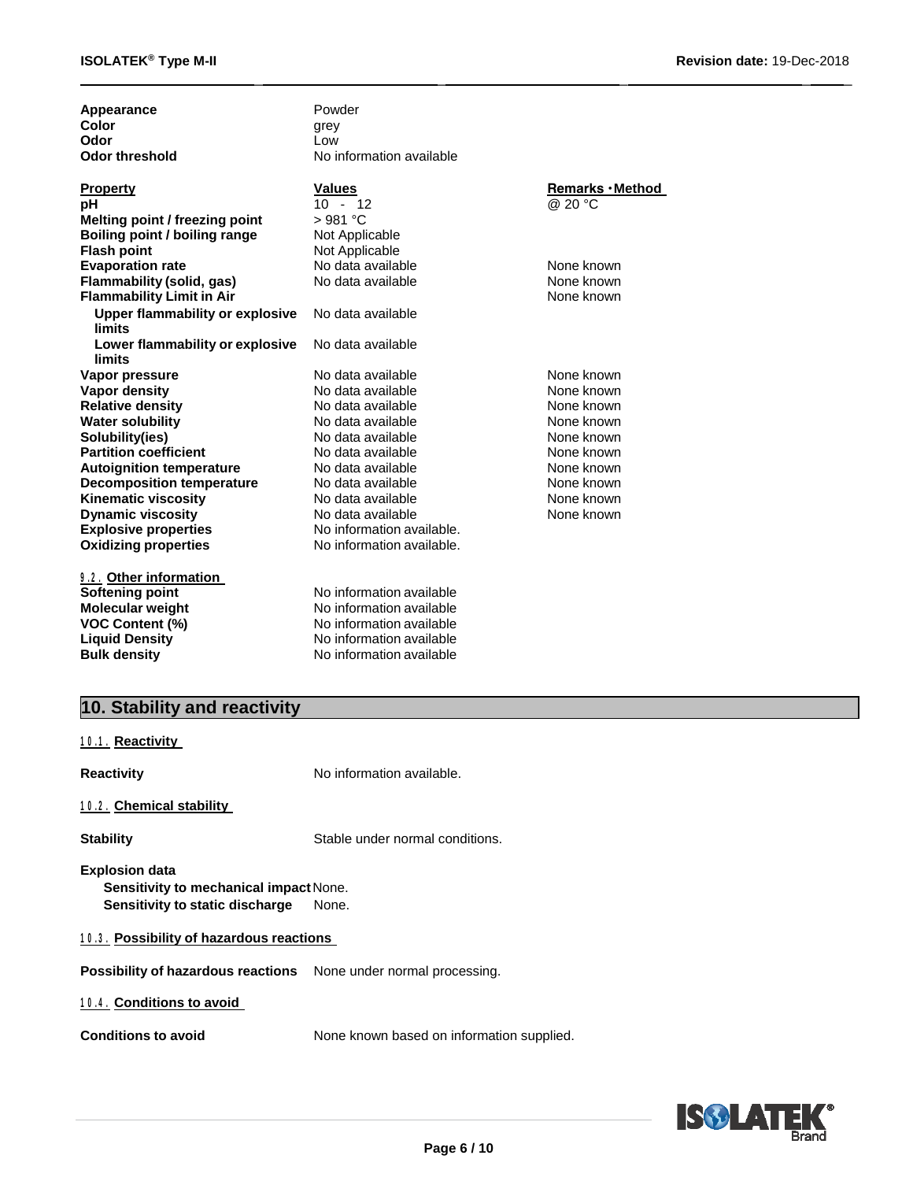| | | |
|---|---|---|
| **Appearance** | Powder | |
| **Color** | grey | |
| **Odor** | Low | |
| **Odor threshold** | No information available | |

| **Property** | **Values** | **Remarks • Method** |
|---|---|---|
| **pH** | 10 - 12 | @ 20 °C |
| **Melting point / freezing point** | > 981 °C | |
| **Boiling point / boiling range** | Not Applicable | |
| **Flash point** | Not Applicable | |
| **Evaporation rate** | No data available | None known |
| **Flammability (solid, gas)** | No data available | None known |
| **Flammability Limit in Air** | | None known |
| **Upper flammability or explosive limits** | No data available | |
| **Lower flammability or explosive limits** | No data available | |
| **Vapor pressure** | No data available | None known |
| **Vapor density** | No data available | None known |
| **Relative density** | No data available | None known |
| **Water solubility** | No data available | None known |
| **Solubility(ies)** | No data available | None known |
| **Partition coefficient** | No data available | None known |
| **Autoignition temperature** | No data available | None known |
| **Decomposition temperature** | No data available | None known |
| **Kinematic viscosity** | No data available | None known |
| **Dynamic viscosity** | No data available | None known |
| **Explosive properties** | No information available. | |
| **Oxidizing properties** | No information available. | |

**9.2. Other information**

| | |
|---|---|
| **Softening point** | No information available |
| **Molecular weight** | No information available |
| **VOC Content (%)** | No information available |
| **Liquid Density** | No information available |
| **Bulk density** | No information available |

## 10. Stability and reactivity

**10.1. Reactivity**

**Reactivity** No information available.

**10.2. Chemical stability**

**Stability** Stable under normal conditions.

**Explosion data**
**Sensitivity to mechanical impact** None.
**Sensitivity to static discharge** None.

**10.3. Possibility of hazardous reactions**

**Possibility of hazardous reactions** None under normal processing.

**10.4. Conditions to avoid**

**Conditions to avoid** None known based on information supplied.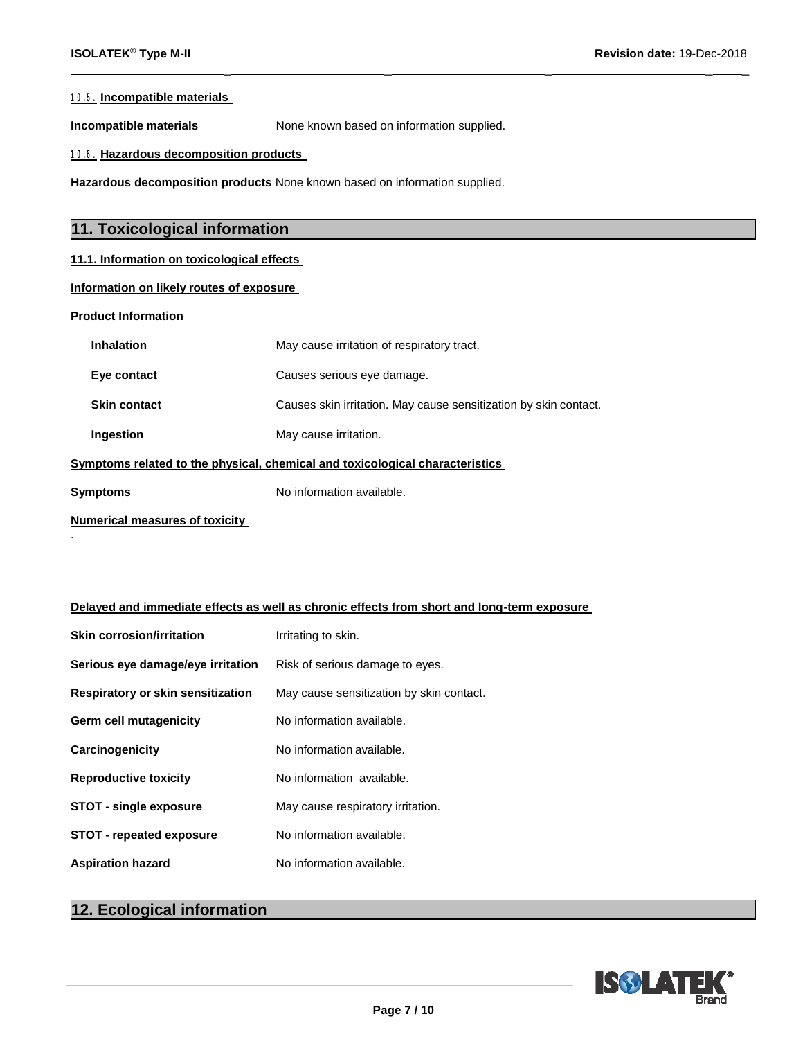### 10.5. Incompatible materials

**Incompatible materials** None known based on information supplied.

### 10.6. Hazardous decomposition products

**Hazardous decomposition products** None known based on information supplied.

## 11. Toxicological information

### 11.1. Information on toxicological effects

**Information on likely routes of exposure**

**Product Information**

| | |
|---|---|
| **Inhalation** | May cause irritation of respiratory tract. |
| **Eye contact** | Causes serious eye damage. |
| **Skin contact** | Causes skin irritation. May cause sensitization by skin contact. |
| **Ingestion** | May cause irritation. |

**Symptoms related to the physical, chemical and toxicological characteristics**

**Symptoms** No information available.

**Numerical measures of toxicity**

.

**Delayed and immediate effects as well as chronic effects from short and long-term exposure**

| | |
|---|---|
| **Skin corrosion/irritation** | Irritating to skin. |
| **Serious eye damage/eye irritation** | Risk of serious damage to eyes. |
| **Respiratory or skin sensitization** | May cause sensitization by skin contact. |
| **Germ cell mutagenicity** | No information available. |
| **Carcinogenicity** | No information available. |
| **Reproductive toxicity** | No information available. |
| **STOT - single exposure** | May cause respiratory irritation. |
| **STOT - repeated exposure** | No information available. |
| **Aspiration hazard** | No information available. |

## 12. Ecological information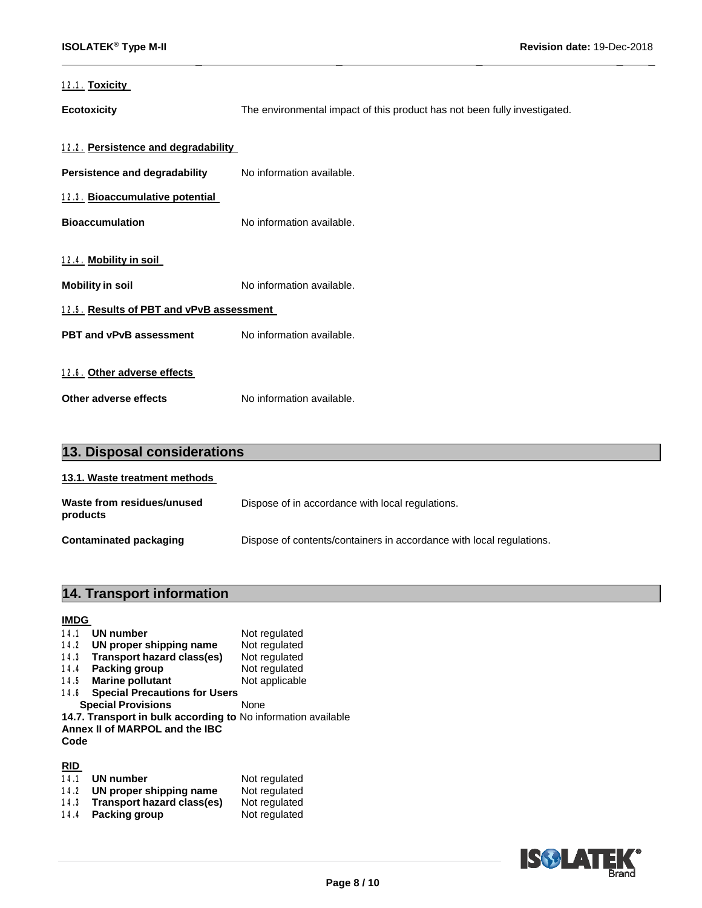### 12.1. Toxicity

**Ecotoxicity** The environmental impact of this product has not been fully investigated.

### 12.2. Persistence and degradability

**Persistence and degradability** No information available.

### 12.3. Bioaccumulative potential

**Bioaccumulation** No information available.

### 12.4. Mobility in soil

**Mobility in soil** No information available.

### 12.5. Results of PBT and vPvB assessment

**PBT and vPvB assessment** No information available.

### 12.6. Other adverse effects

**Other adverse effects** No information available.

## 13. Disposal considerations

### 13.1. Waste treatment methods

**Waste from residues/unused products** Dispose of in accordance with local regulations.

**Contaminated packaging** Dispose of contents/containers in accordance with local regulations.

## 14. Transport information

**IMDG**

| | |
|---|---|
| 14.1 **UN number** | Not regulated |
| 14.2 **UN proper shipping name** | Not regulated |
| 14.3 **Transport hazard class(es)** | Not regulated |
| 14.4 **Packing group** | Not regulated |
| 14.5 **Marine pollutant** | Not applicable |
| 14.6 **Special Precautions for Users** | |
| **Special Provisions** | None |
| **14.7. Transport in bulk according to Annex II of MARPOL and the IBC Code** | No information available |

**RID**

| | |
|---|---|
| 14.1 **UN number** | Not regulated |
| 14.2 **UN proper shipping name** | Not regulated |
| 14.3 **Transport hazard class(es)** | Not regulated |
| 14.4 **Packing group** | Not regulated |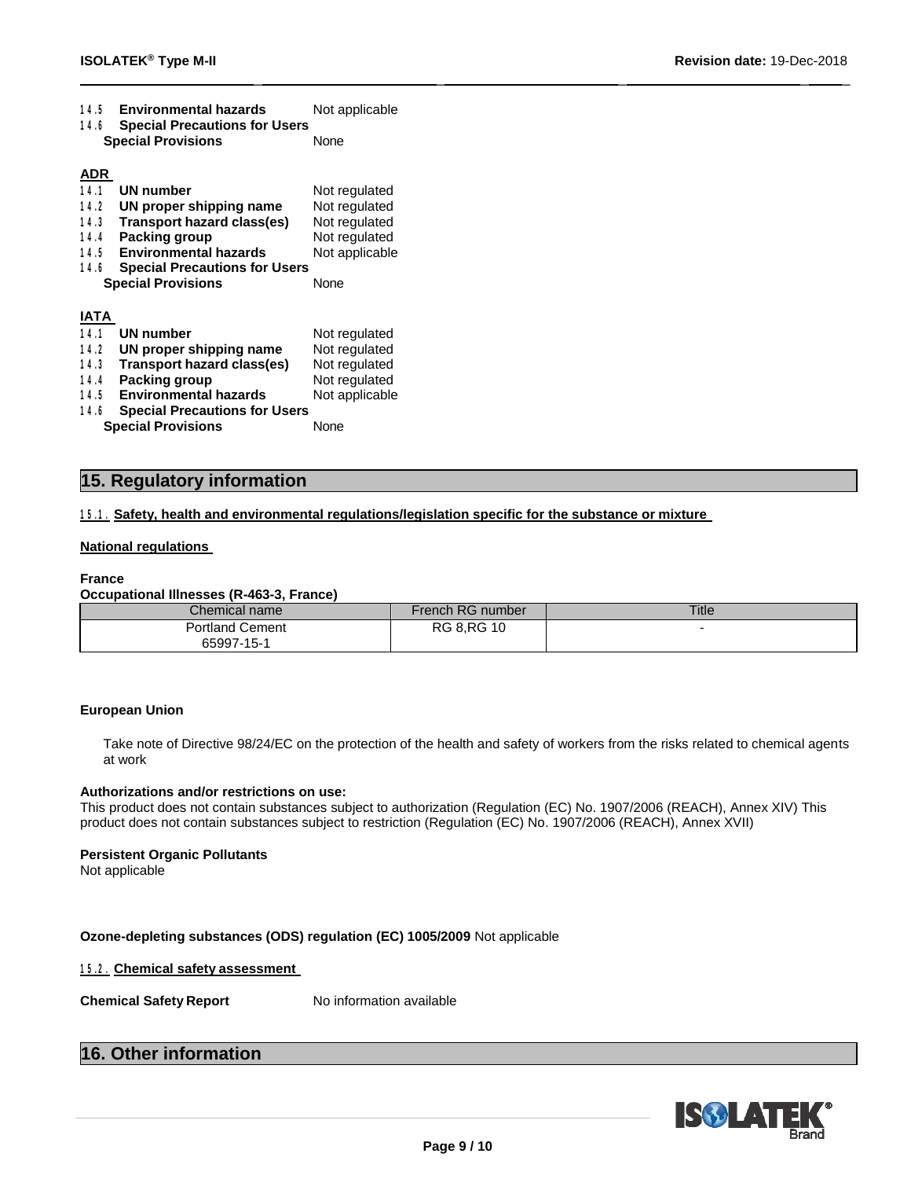14.5 **Environmental hazards** Not applicable

14.6 **Special Precautions for Users**

**Special Provisions** None

**ADR**

14.1 **UN number** Not regulated

14.2 **UN proper shipping name** Not regulated

14.3 **Transport hazard class(es)** Not regulated

14.4 **Packing group** Not regulated

14.5 **Environmental hazards** Not applicable

14.6 **Special Precautions for Users**

**Special Provisions** None

**IATA**

14.1 **UN number** Not regulated

14.2 **UN proper shipping name** Not regulated

14.3 **Transport hazard class(es)** Not regulated

14.4 **Packing group** Not regulated

14.5 **Environmental hazards** Not applicable

14.6 **Special Precautions for Users**

**Special Provisions** None

## 15. Regulatory information

15.1. **Safety, health and environmental regulations/legislation specific for the substance or mixture**

**National regulations**

**France**

**Occupational Illnesses (R-463-3, France)**

| Chemical name | French RG number | Title |
|---|---|---|
| Portland Cement 65997-15-1 | RG 8,RG 10 | - |

**European Union**

Take note of Directive 98/24/EC on the protection of the health and safety of workers from the risks related to chemical agents at work

**Authorizations and/or restrictions on use:**

This product does not contain substances subject to authorization (Regulation (EC) No. 1907/2006 (REACH), Annex XIV) This product does not contain substances subject to restriction (Regulation (EC) No. 1907/2006 (REACH), Annex XVII)

**Persistent Organic Pollutants**

Not applicable

**Ozone-depleting substances (ODS) regulation (EC) 1005/2009** Not applicable

15.2. **Chemical safety assessment**

**Chemical Safety Report** No information available

## 16. Other information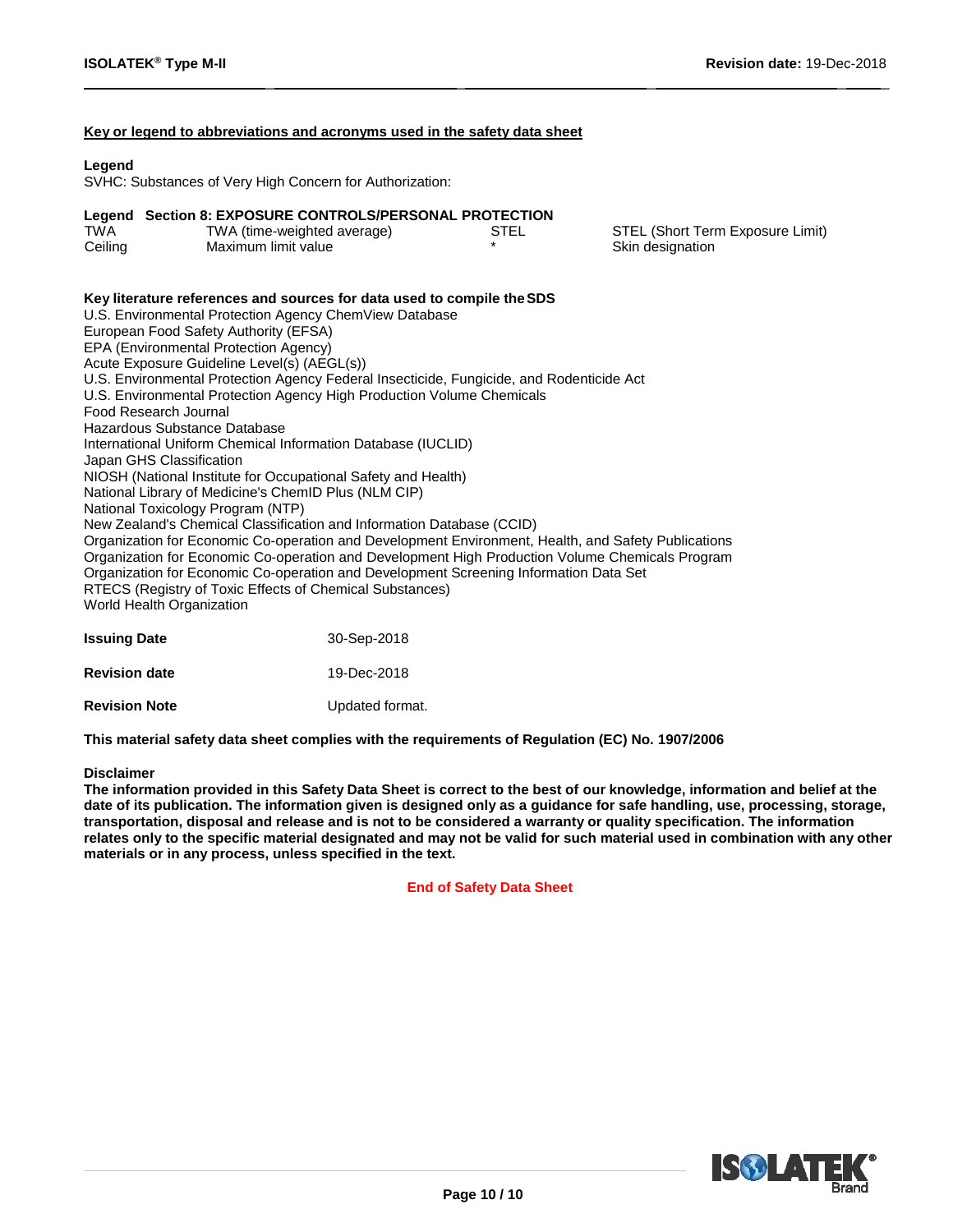## Key or legend to abbreviations and acronyms used in the safety data sheet

**Legend**

SVHC: Substances of Very High Concern for Authorization:

**Legend Section 8: EXPOSURE CONTROLS/PERSONAL PROTECTION**

| | | | |
|---|---|---|---|
| TWA | TWA (time-weighted average) | STEL | STEL (Short Term Exposure Limit) |
| Ceiling | Maximum limit value | * | Skin designation |

**Key literature references and sources for data used to compile the SDS**

U.S. Environmental Protection Agency ChemView Database
European Food Safety Authority (EFSA)
EPA (Environmental Protection Agency)
Acute Exposure Guideline Level(s) (AEGL(s))
U.S. Environmental Protection Agency Federal Insecticide, Fungicide, and Rodenticide Act
U.S. Environmental Protection Agency High Production Volume Chemicals
Food Research Journal
Hazardous Substance Database
International Uniform Chemical Information Database (IUCLID)
Japan GHS Classification
NIOSH (National Institute for Occupational Safety and Health)
National Library of Medicine's ChemID Plus (NLM CIP)
National Toxicology Program (NTP)
New Zealand's Chemical Classification and Information Database (CCID)
Organization for Economic Co-operation and Development Environment, Health, and Safety Publications
Organization for Economic Co-operation and Development High Production Volume Chemicals Program
Organization for Economic Co-operation and Development Screening Information Data Set
RTECS (Registry of Toxic Effects of Chemical Substances)
World Health Organization

**Issuing Date** 30-Sep-2018

**Revision date** 19-Dec-2018

**Revision Note** Updated format.

**This material safety data sheet complies with the requirements of Regulation (EC) No. 1907/2006**

**Disclaimer**

**The information provided in this Safety Data Sheet is correct to the best of our knowledge, information and belief at the date of its publication. The information given is designed only as a guidance for safe handling, use, processing, storage, transportation, disposal and release and is not to be considered a warranty or quality specification. The information relates only to the specific material designated and may not be valid for such material used in combination with any other materials or in any process, unless specified in the text.**

**End of Safety Data Sheet**